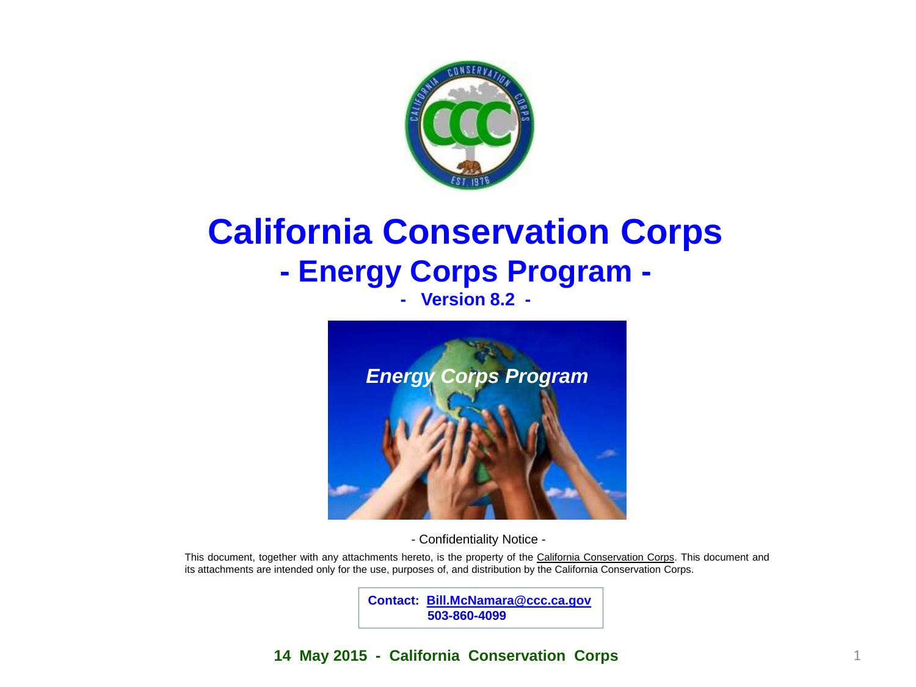# California Conservation Corps

## - Energy Corps Program -

**- Version 8.2 -**

- Confidentiality Notice -

This document, together with any attachments hereto, is the property of the California Conservation Corps. This document and its attachments are intended only for the use, purposes of, and distribution by the California Conservation Corps.

**Contact: Bill.McNamara@ccc.ca.gov**
**503-860-4099**

**14 May 2015 - California Conservation Corps**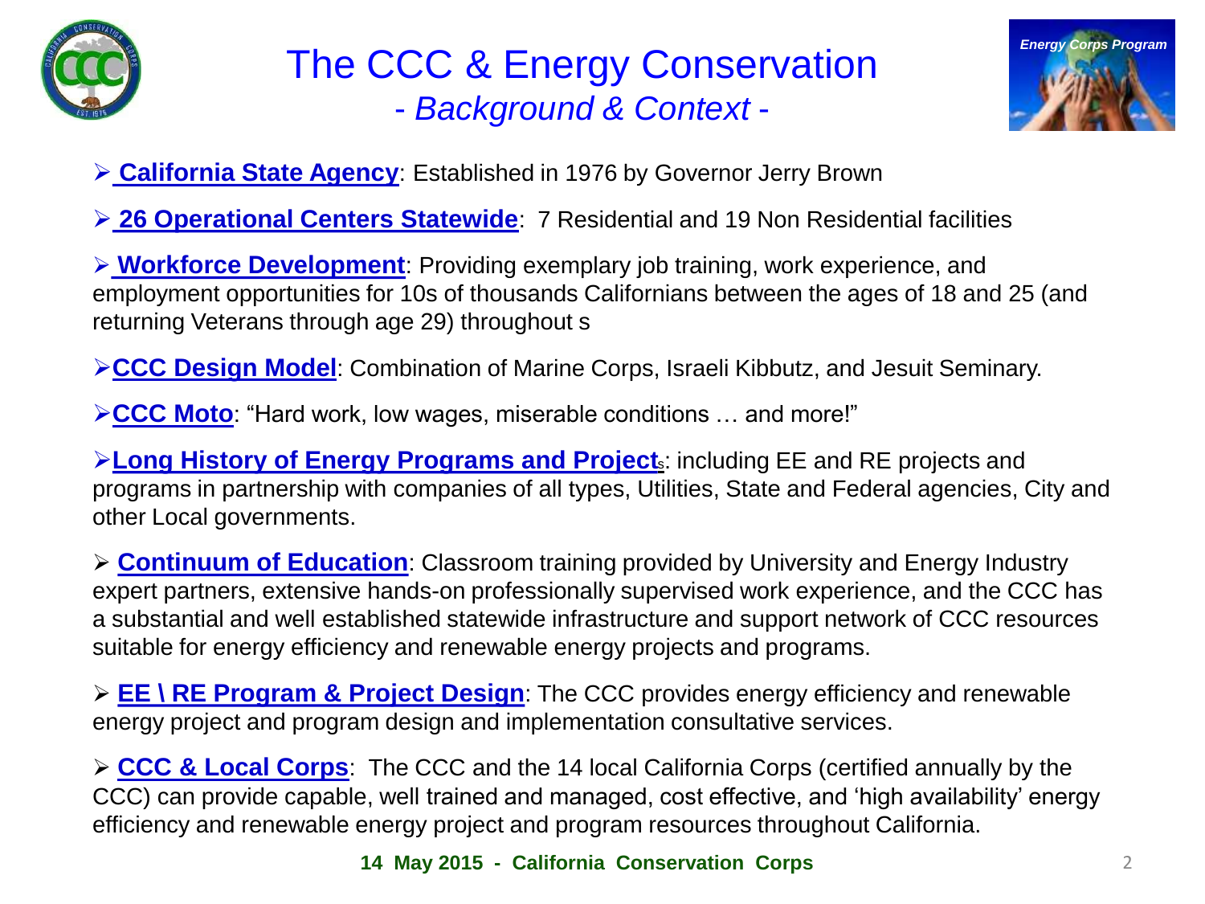# The CCC & Energy Conservation

## *- Background & Context -*

- **California State Agency**: Established in 1976 by Governor Jerry Brown
- **26 Operational Centers Statewide**: 7 Residential and 19 Non Residential facilities
- **Workforce Development**: Providing exemplary job training, work experience, and employment opportunities for 10s of thousands Californians between the ages of 18 and 25 (and returning Veterans through age 29) throughout s
- **CCC Design Model**: Combination of Marine Corps, Israeli Kibbutz, and Jesuit Seminary.
- **CCC Moto**: "Hard work, low wages, miserable conditions … and more!"
- **Long History of Energy Programs and Projects**: including EE and RE projects and programs in partnership with companies of all types, Utilities, State and Federal agencies, City and other Local governments.
- **Continuum of Education**: Classroom training provided by University and Energy Industry expert partners, extensive hands-on professionally supervised work experience, and the CCC has a substantial and well established statewide infrastructure and support network of CCC resources suitable for energy efficiency and renewable energy projects and programs.
- **EE \ RE Program & Project Design**: The CCC provides energy efficiency and renewable energy project and program design and implementation consultative services.
- **CCC & Local Corps**: The CCC and the 14 local California Corps (certified annually by the CCC) can provide capable, well trained and managed, cost effective, and 'high availability' energy efficiency and renewable energy project and program resources throughout California.

**14 May 2015 - California Conservation Corps**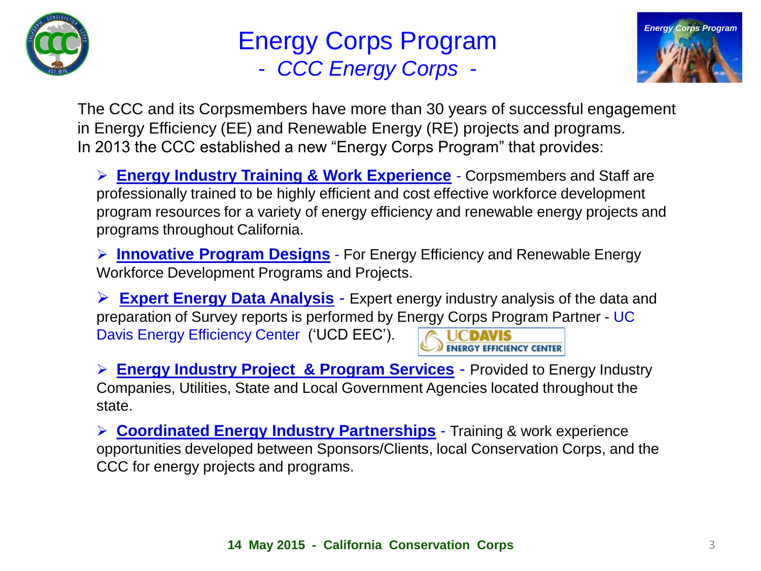# Energy Corps Program

## - *CCC Energy Corps* -

The CCC and its Corpsmembers have more than 30 years of successful engagement in Energy Efficiency (EE) and Renewable Energy (RE) projects and programs. In 2013 the CCC established a new "Energy Corps Program" that provides:

- **Energy Industry Training & Work Experience** - Corpsmembers and Staff are professionally trained to be highly efficient and cost effective workforce development program resources for a variety of energy efficiency and renewable energy projects and programs throughout California.

- **Innovative Program Designs** - For Energy Efficiency and Renewable Energy Workforce Development Programs and Projects.

- **Expert Energy Data Analysis** - Expert energy industry analysis of the data and preparation of Survey reports is performed by Energy Corps Program Partner - UC Davis Energy Efficiency Center ('UCD EEC').

- **Energy Industry Project & Program Services** - Provided to Energy Industry Companies, Utilities, State and Local Government Agencies located throughout the state.

- **Coordinated Energy Industry Partnerships** - Training & work experience opportunities developed between Sponsors/Clients, local Conservation Corps, and the CCC for energy projects and programs.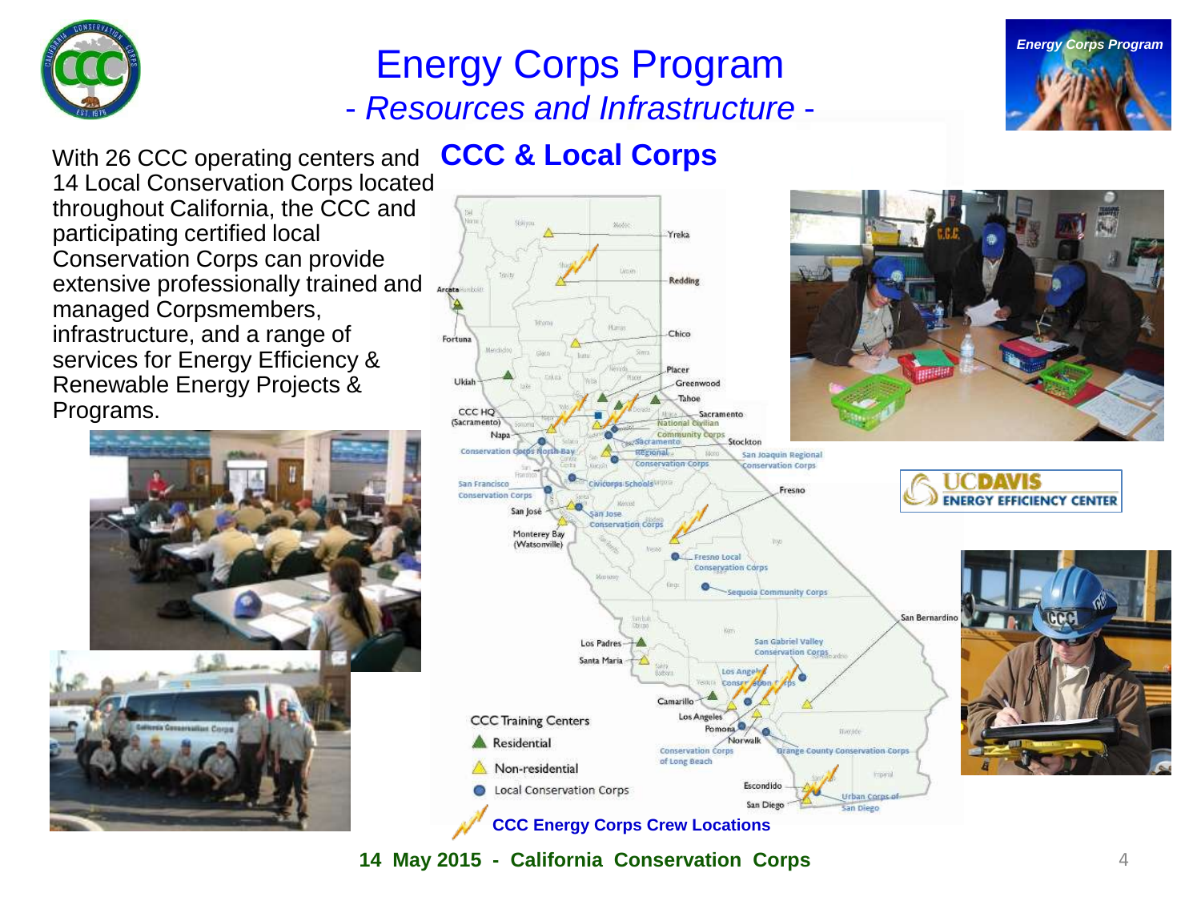# Energy Corps Program

## *- Resources and Infrastructure -*

With 26 CCC operating centers and 14 Local Conservation Corps located throughout California, the CCC and participating certified local Conservation Corps can provide extensive professionally trained and managed Corpsmembers, infrastructure, and a range of services for Energy Efficiency & Renewable Energy Projects & Programs.

## CCC & Local Corps

CCC Training Centers

- Residential
- Non-residential
- Local Conservation Corps

**CCC Energy Corps Crew Locations**

**14 May 2015 - California Conservation Corps**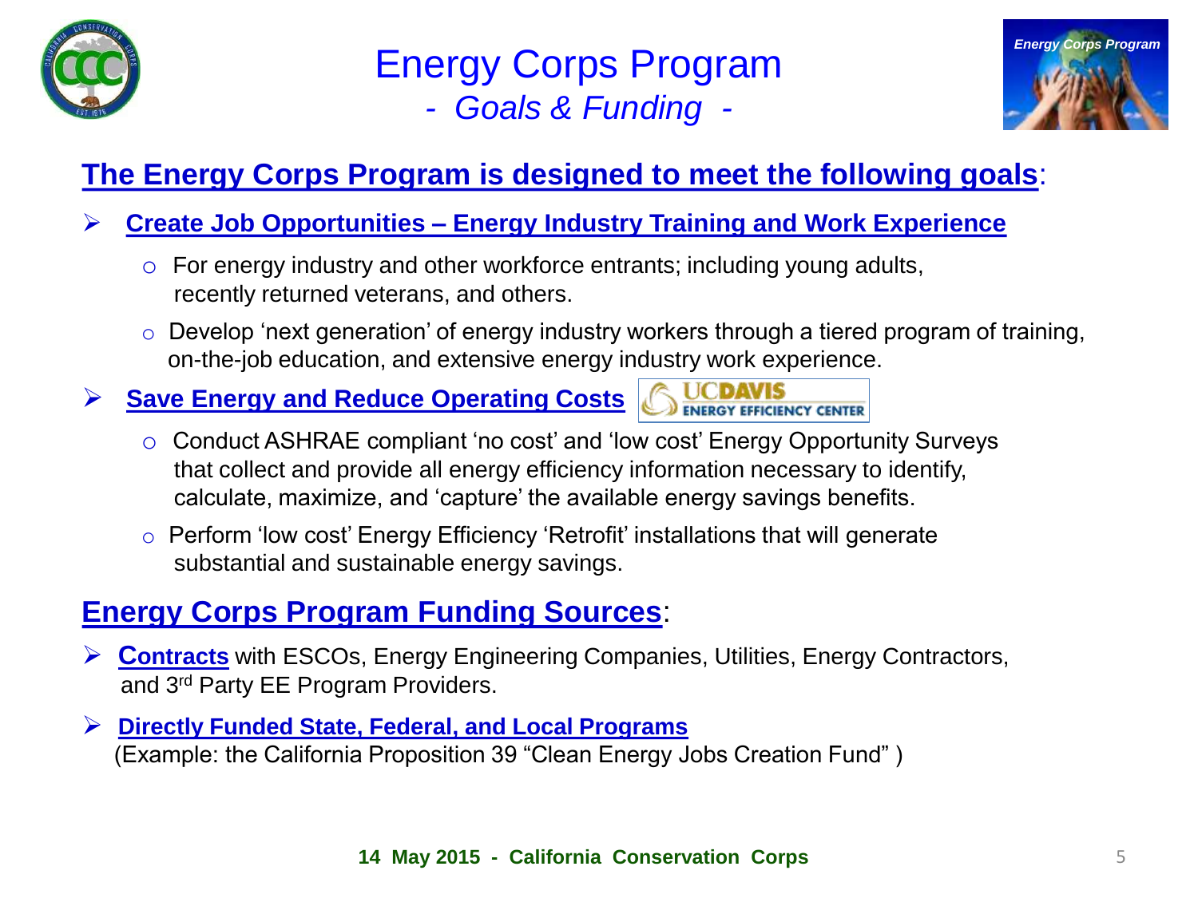# Energy Corps Program

## *- Goals & Funding -*

### The Energy Corps Program is designed to meet the following goals:

- **Create Job Opportunities – Energy Industry Training and Work Experience**
  - For energy industry and other workforce entrants; including young adults, recently returned veterans, and others.
  - Develop 'next generation' of energy industry workers through a tiered program of training, on-the-job education, and extensive energy industry work experience.
- **Save Energy and Reduce Operating Costs** UC DAVIS ENERGY EFFICIENCY CENTER
  - Conduct ASHRAE compliant 'no cost' and 'low cost' Energy Opportunity Surveys that collect and provide all energy efficiency information necessary to identify, calculate, maximize, and 'capture' the available energy savings benefits.
  - Perform 'low cost' Energy Efficiency 'Retrofit' installations that will generate substantial and sustainable energy savings.

### Energy Corps Program Funding Sources:

- **Contracts** with ESCOs, Energy Engineering Companies, Utilities, Energy Contractors, and 3rd Party EE Program Providers.
- **Directly Funded State, Federal, and Local Programs**
  (Example: the California Proposition 39 "Clean Energy Jobs Creation Fund" )

**14 May 2015 - California Conservation Corps**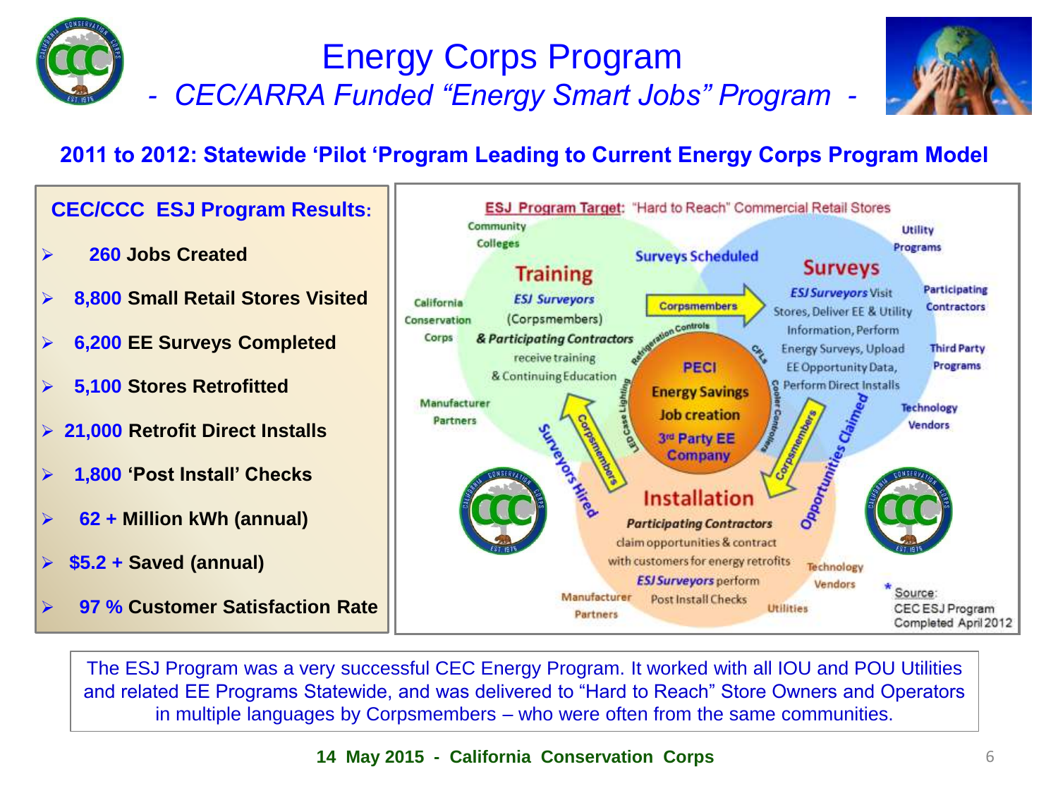# Energy Corps Program

## *- CEC/ARRA Funded "Energy Smart Jobs" Program -*

### 2011 to 2012: Statewide 'Pilot 'Program Leading to Current Energy Corps Program Model

**CEC/CCC ESJ Program Results:**

- **260 Jobs Created**
- **8,800 Small Retail Stores Visited**
- **6,200 EE Surveys Completed**
- **5,100 Stores Retrofitted**
- **21,000 Retrofit Direct Installs**
- **1,800 'Post Install' Checks**
- **62 + Million kWh (annual)**
- **$5.2 + Saved (annual)**
- **97 % Customer Satisfaction Rate**

**ESJ Program Target:** "Hard to Reach" Commercial Retail Stores

**Training**
*ESJ Surveyors* (Corpsmembers) *& Participating Contractors* receive training & Continuing Education

Community Colleges · California Conservation Corps · Manufacturer Partners

**Surveys Scheduled** — Corpsmembers

**Surveys**
*ESJ Surveyors* Visit Stores, Deliver EE & Utility Information, Perform Energy Surveys, Upload EE Opportunity Data, Perform Direct Installs

Utility Programs · Participating Contractors · Third Party Programs · Technology Vendors

**PECI**
Energy Savings
Job creation
3rd Party EE Company

Refrigeration Controls · CFLs · LED Case Lighting · Cooler Controllers

Surveyors Hired — Corpsmembers

Opportunities Claimed — Corpsmembers

**Installation**
*Participating Contractors* claim opportunities & contract with customers for energy retrofits
*ESJ Surveyors* perform Post Install Checks

Manufacturer Partners · Utilities · Technology Vendors

\* Source: CEC ESJ Program Completed April 2012

The ESJ Program was a very successful CEC Energy Program. It worked with all IOU and POU Utilities and related EE Programs Statewide, and was delivered to "Hard to Reach" Store Owners and Operators in multiple languages by Corpsmembers – who were often from the same communities.

**14 May 2015 - California Conservation Corps**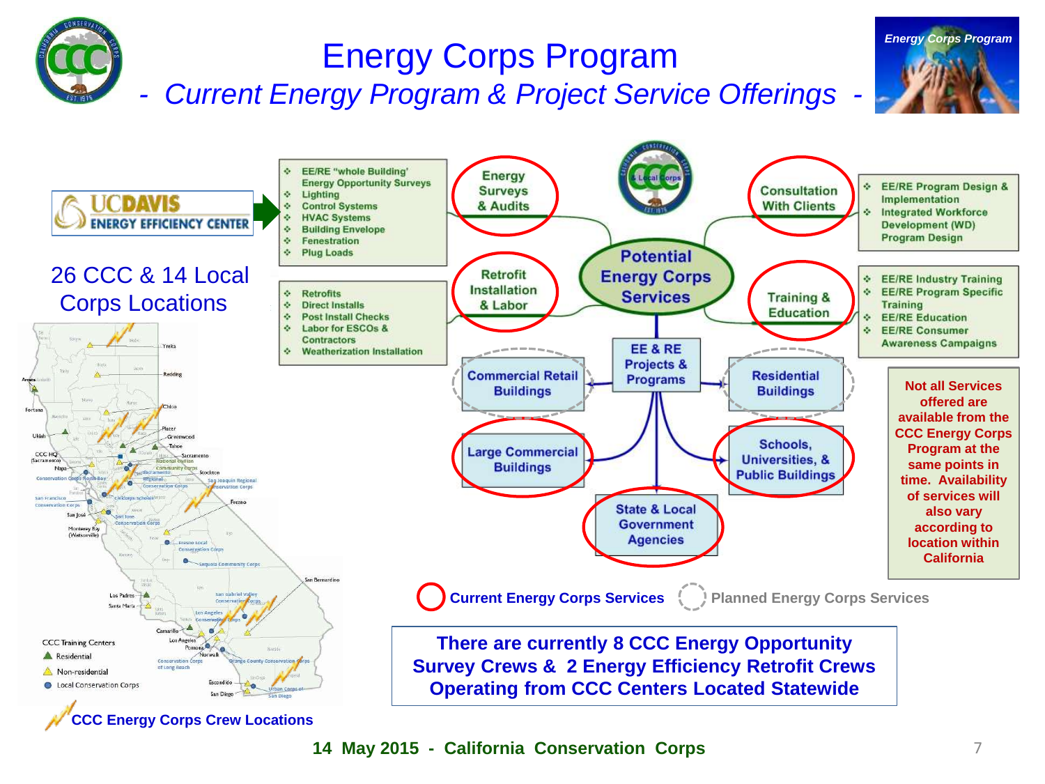# Energy Corps Program

## *- Current Energy Program & Project Service Offerings -*

Energy Corps Program

UC DAVIS ENERGY EFFICIENCY CENTER

- EE/RE "whole Building' Energy Opportunity Surveys
- Lighting
- Control Systems
- HVAC Systems
- Building Envelope
- Fenestration
- Plug Loads

Energy Surveys & Audits

- Retrofits
- Direct Installs
- Post Install Checks
- Labor for ESCOs & Contractors
- Weatherization Installation

Retrofit Installation & Labor

**Potential Energy Corps Services**

Consultation With Clients

- EE/RE Program Design & Implementation
- Integrated Workforce Development (WD) Program Design

Training & Education

- EE/RE Industry Training
- EE/RE Program Specific Training
- EE/RE Education
- EE/RE Consumer Awareness Campaigns

EE & RE Projects & Programs

- Commercial Retail Buildings
- Residential Buildings
- Large Commercial Buildings
- Schools, Universities, & Public Buildings
- State & Local Government Agencies

**Not all Services offered are available from the CCC Energy Corps Program at the same points in time. Availability of services will also vary according to location within California**

Current Energy Corps Services | Planned Energy Corps Services

### 26 CCC & 14 Local Corps Locations

CCC Training Centers
- Residential
- Non-residential
- Local Conservation Corps

**CCC Energy Corps Crew Locations**

**There are currently 8 CCC Energy Opportunity Survey Crews & 2 Energy Efficiency Retrofit Crews Operating from CCC Centers Located Statewide**

**14 May 2015 - California Conservation Corps**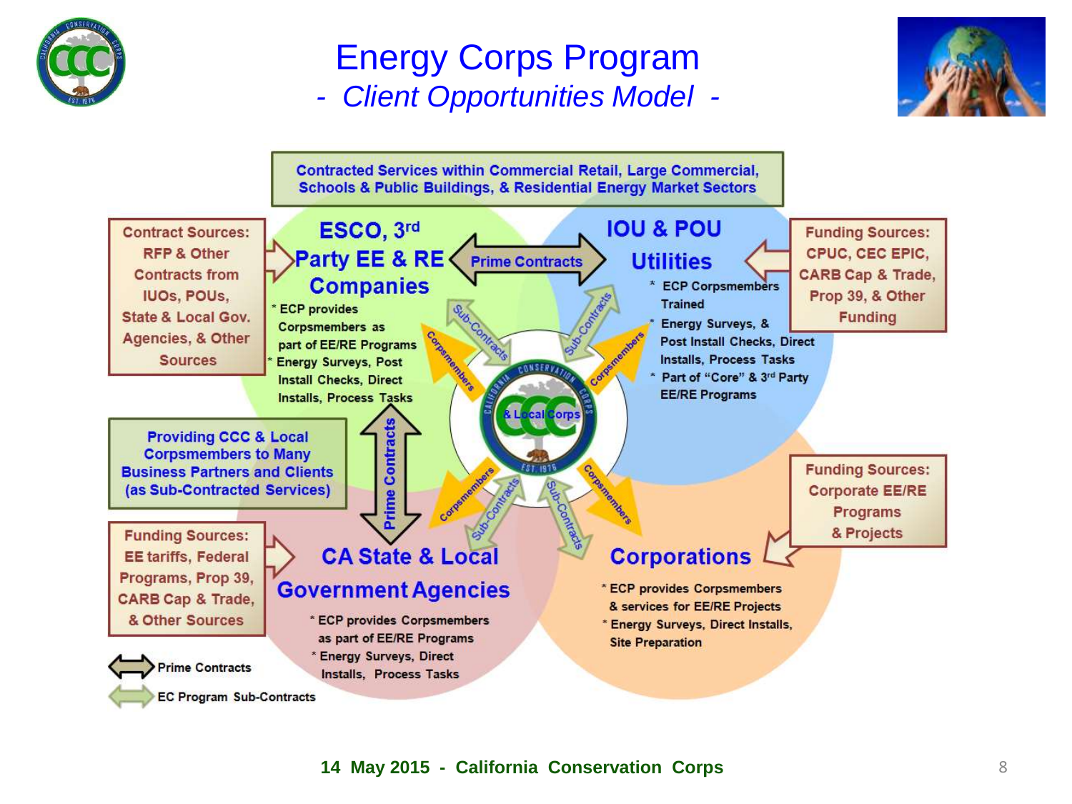# Energy Corps Program

## *- Client Opportunities Model -*

**Contracted Services within Commercial Retail, Large Commercial, Schools & Public Buildings, & Residential Energy Market Sectors**

**Contract Sources:** RFP & Other Contracts from IUOs, POUs, State & Local Gov. Agencies, & Other Sources

### ESCO, 3rd Party EE & RE Companies

- ECP provides Corpsmembers as part of EE/RE Programs
- Energy Surveys, Post Install Checks, Direct Installs, Process Tasks

**Prime Contracts**

### IOU & POU Utilities

- ECP Corpsmembers Trained
- Energy Surveys, & Post Install Checks, Direct Installs, Process Tasks
- Part of "Core" & 3rd Party EE/RE Programs

**Funding Sources:** CPUC, CEC EPIC, CARB Cap & Trade, Prop 39, & Other Funding

Sub-Contracts · Corpsmembers · CCC & Local Corps · Prime Contracts

**Providing CCC & Local Corpsmembers to Many Business Partners and Clients (as Sub-Contracted Services)**

**Funding Sources:** Corporate EE/RE Programs & Projects

**Funding Sources:** EE tariffs, Federal Programs, Prop 39, CARB Cap & Trade, & Other Sources

### CA State & Local Government Agencies

- ECP provides Corpsmembers as part of EE/RE Programs
- Energy Surveys, Direct Installs, Process Tasks

### Corporations

- ECP provides Corpsmembers & services for EE/RE Projects
- Energy Surveys, Direct Installs, Site Preparation

Legend:
- Prime Contracts
- EC Program Sub-Contracts

**14 May 2015 - California Conservation Corps**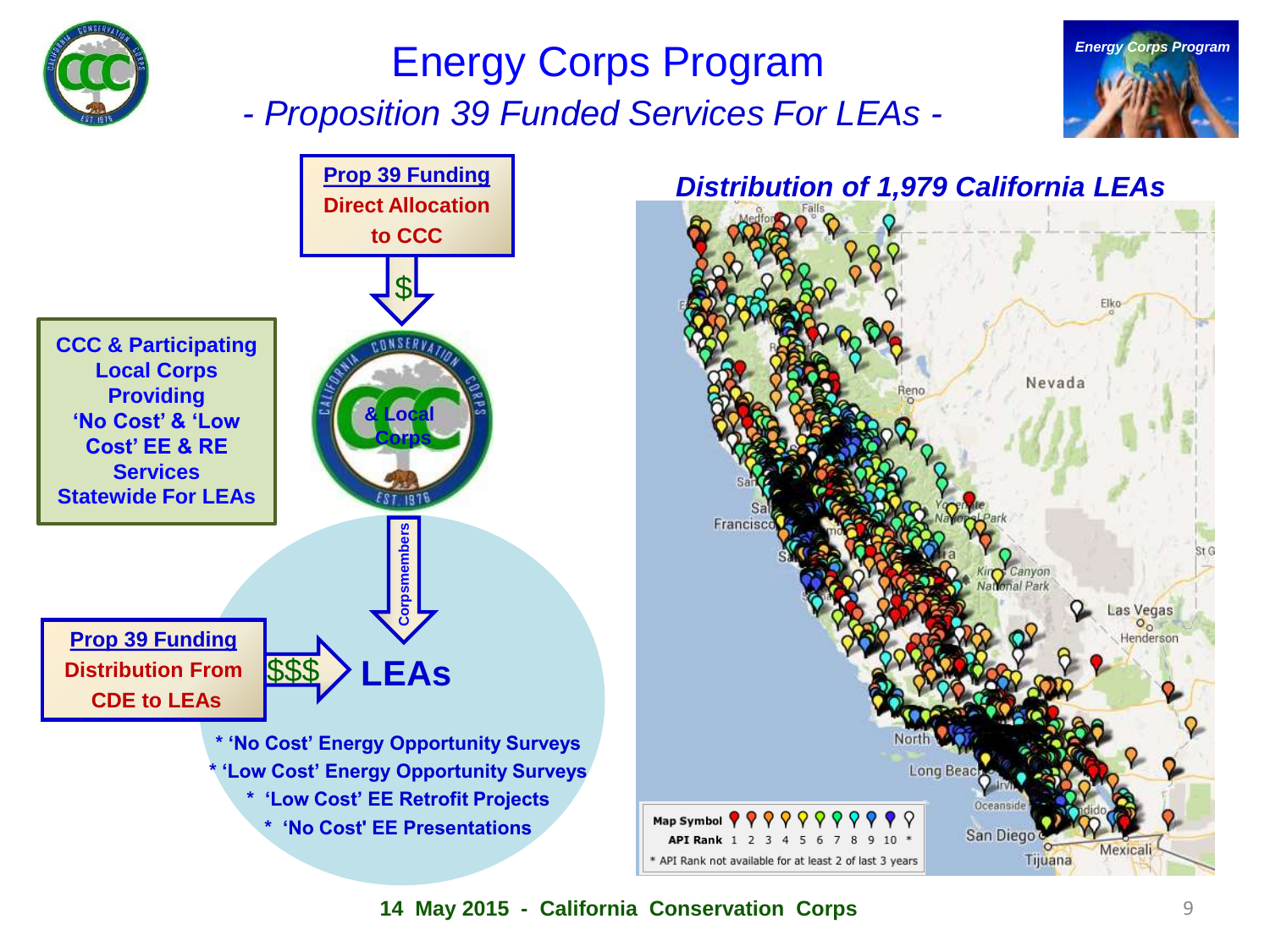# Energy Corps Program

## *- Proposition 39 Funded Services For LEAs -*

**Prop 39 Funding**
**Direct Allocation to CCC**

$

**CCC & Participating Local Corps Providing 'No Cost' & 'Low Cost' EE & RE Services Statewide For LEAs**

& Local Corps

Corpsmembers

**Prop 39 Funding**
**Distribution From CDE to LEAs**

$$$ **LEAs**

- * 'No Cost' Energy Opportunity Surveys
- * 'Low Cost' Energy Opportunity Surveys
- * 'Low Cost' EE Retrofit Projects
- * 'No Cost' EE Presentations

### *Distribution of 1,979 California LEAs*

| Map Symbol | | | | | | | | | | |
|---|---|---|---|---|---|---|---|---|---|---|
| API Rank | 1 | 2 | 3 | 4 | 5 | 6 | 7 | 8 | 9 | 10 | * |

* API Rank not available for at least 2 of last 3 years

**14 May 2015 - California Conservation Corps**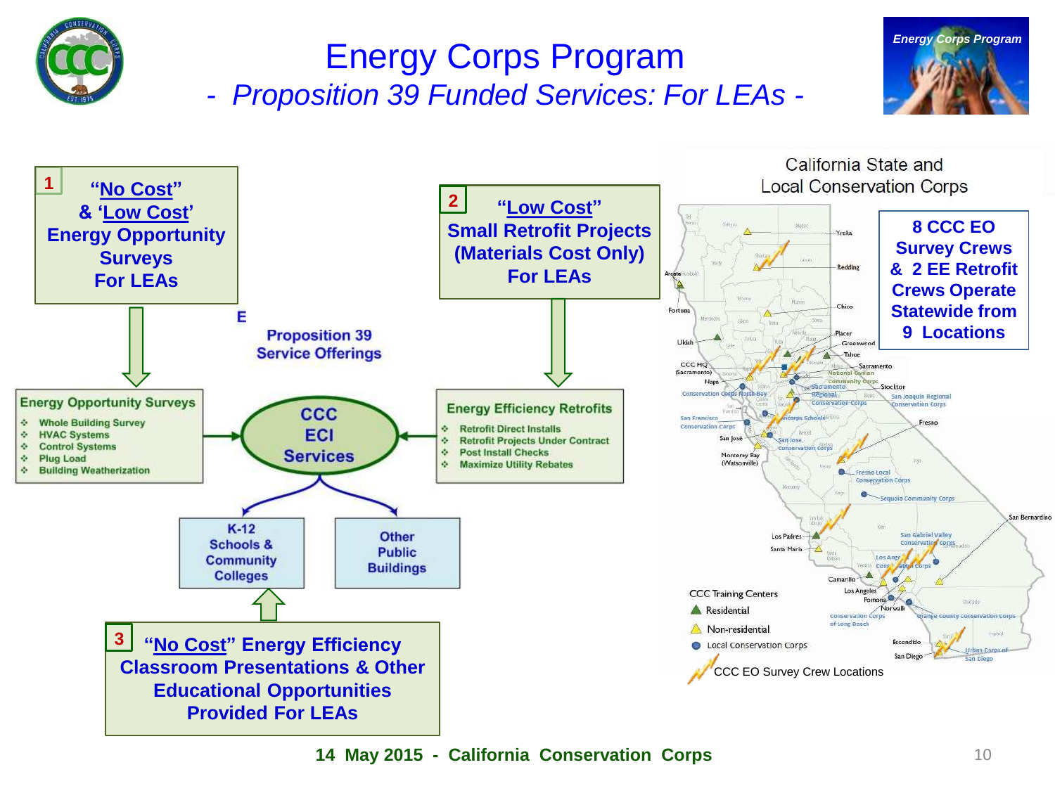# Energy Corps Program

## *- Proposition 39 Funded Services: For LEAs -*

**1** **"No Cost" & 'Low Cost' Energy Opportunity Surveys For LEAs**

**2** **"Low Cost" Small Retrofit Projects (Materials Cost Only) For LEAs**

**Proposition 39 Service Offerings**

**Energy Opportunity Surveys**

- Whole Building Survey
- HVAC Systems
- Control Systems
- Plug Load
- Building Weatherization

**CCC ECI Services**

**Energy Efficiency Retrofits**

- Retrofit Direct Installs
- Retrofit Projects Under Contract
- Post Install Checks
- Maximize Utility Rebates

**K-12 Schools & Community Colleges**

**Other Public Buildings**

**3** **"No Cost" Energy Efficiency Classroom Presentations & Other Educational Opportunities Provided For LEAs**

### California State and Local Conservation Corps

**8 CCC EO Survey Crews & 2 EE Retrofit Crews Operate Statewide from 9 Locations**

CCC Training Centers
- Residential
- Non-residential
- Local Conservation Corps
- CCC EO Survey Crew Locations

**14 May 2015 - California Conservation Corps**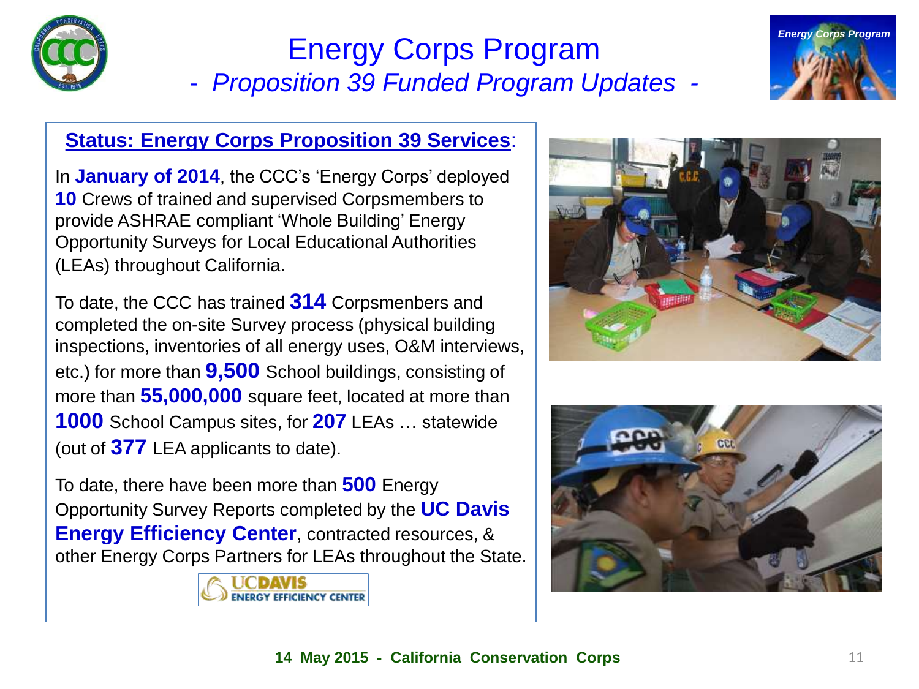# Energy Corps Program

## *- Proposition 39 Funded Program Updates -*

**Status: Energy Corps Proposition 39 Services**:

In **January of 2014**, the CCC's 'Energy Corps' deployed **10** Crews of trained and supervised Corpsmembers to provide ASHRAE compliant 'Whole Building' Energy Opportunity Surveys for Local Educational Authorities (LEAs) throughout California.

To date, the CCC has trained **314** Corpsmenbers and completed the on-site Survey process (physical building inspections, inventories of all energy uses, O&M interviews, etc.) for more than **9,500** School buildings, consisting of more than **55,000,000** square feet, located at more than **1000** School Campus sites, for **207** LEAs … statewide (out of **377** LEA applicants to date).

To date, there have been more than **500** Energy Opportunity Survey Reports completed by the **UC Davis Energy Efficiency Center**, contracted resources, & other Energy Corps Partners for LEAs throughout the State.

14 May 2015 - California Conservation Corps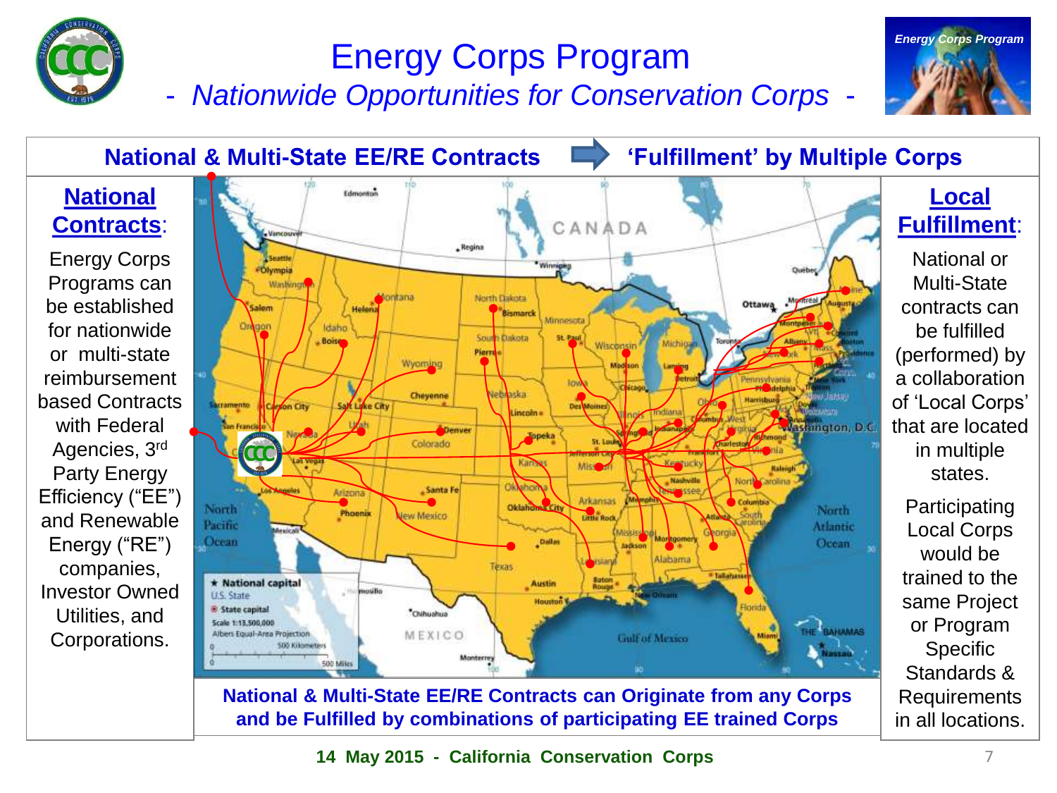# Energy Corps Program

*- Nationwide Opportunities for Conservation Corps -*

## National & Multi-State EE/RE Contracts ➡ 'Fulfillment' by Multiple Corps

**National Contracts**:

Energy Corps Programs can be established for nationwide or multi-state reimbursement based Contracts with Federal Agencies, 3rd Party Energy Efficiency ("EE") and Renewable Energy ("RE") companies, Investor Owned Utilities, and Corporations.

**National & Multi-State EE/RE Contracts can Originate from any Corps and be Fulfilled by combinations of participating EE trained Corps**

**Local Fulfillment**:

National or Multi-State contracts can be fulfilled (performed) by a collaboration of 'Local Corps' that are located in multiple states.

Participating Local Corps would be trained to the same Project or Program Specific Standards & Requirements in all locations.

**14 May 2015 - California Conservation Corps**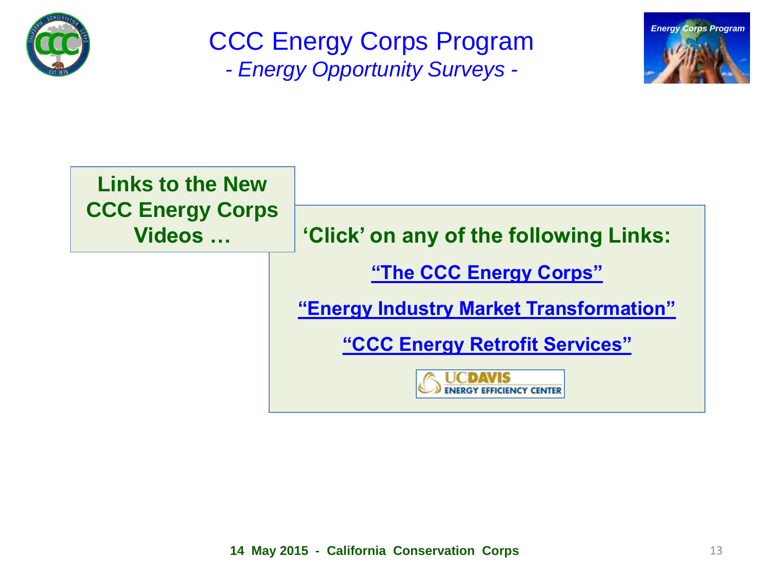# CCC Energy Corps Program

*- Energy Opportunity Surveys -*

**Links to the New CCC Energy Corps Videos …**

**'Click' on any of the following Links:**

**"The CCC Energy Corps"**

**"Energy Industry Market Transformation"**

**"CCC Energy Retrofit Services"**

UCDAVIS ENERGY EFFICIENCY CENTER

**14 May 2015 - California Conservation Corps**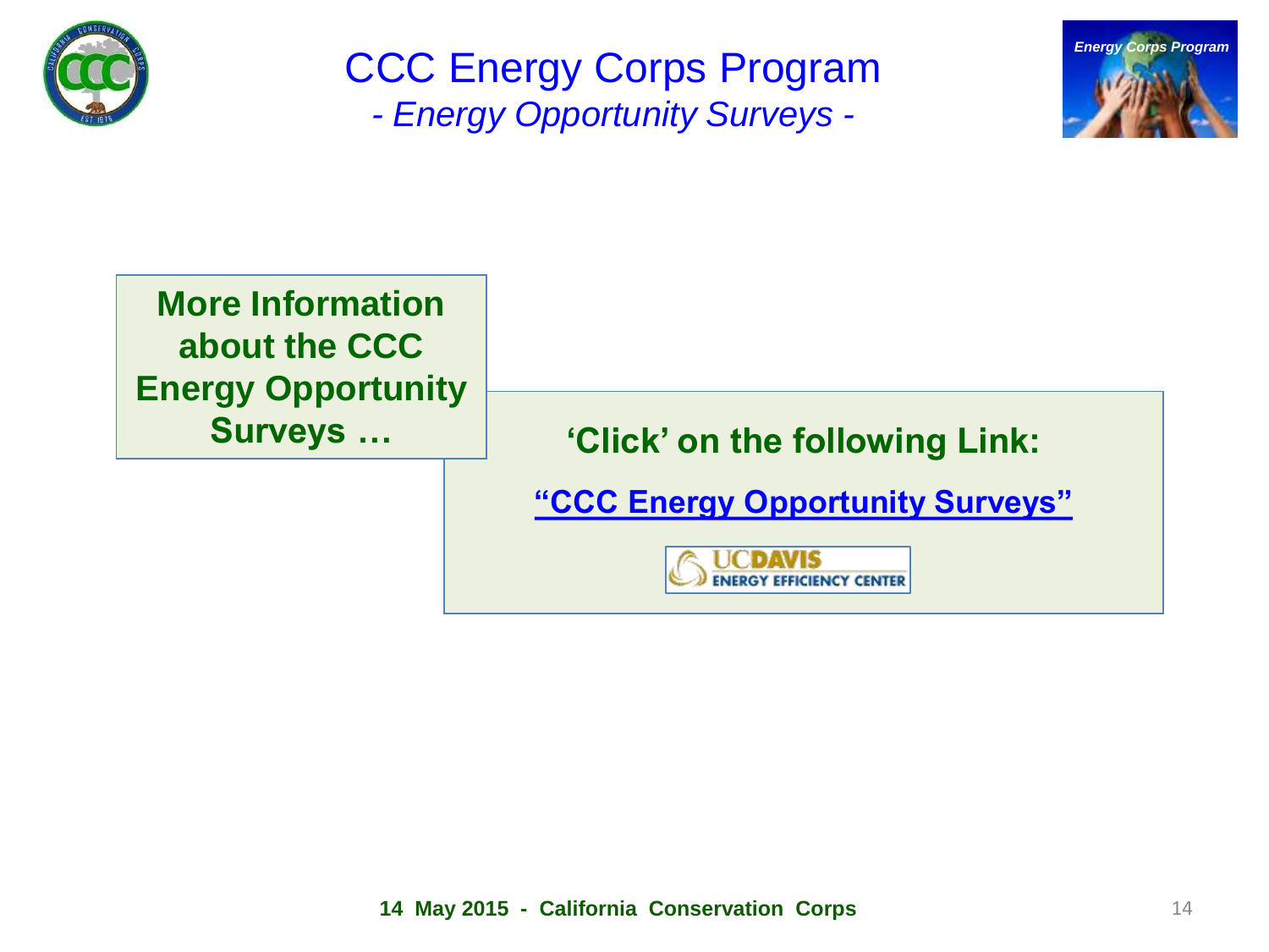# CCC Energy Corps Program

*- Energy Opportunity Surveys -*

**More Information about the CCC Energy Opportunity Surveys …**

**'Click' on the following Link:**

**"CCC Energy Opportunity Surveys"**

UCDAVIS ENERGY EFFICIENCY CENTER

**14 May 2015 - California Conservation Corps**